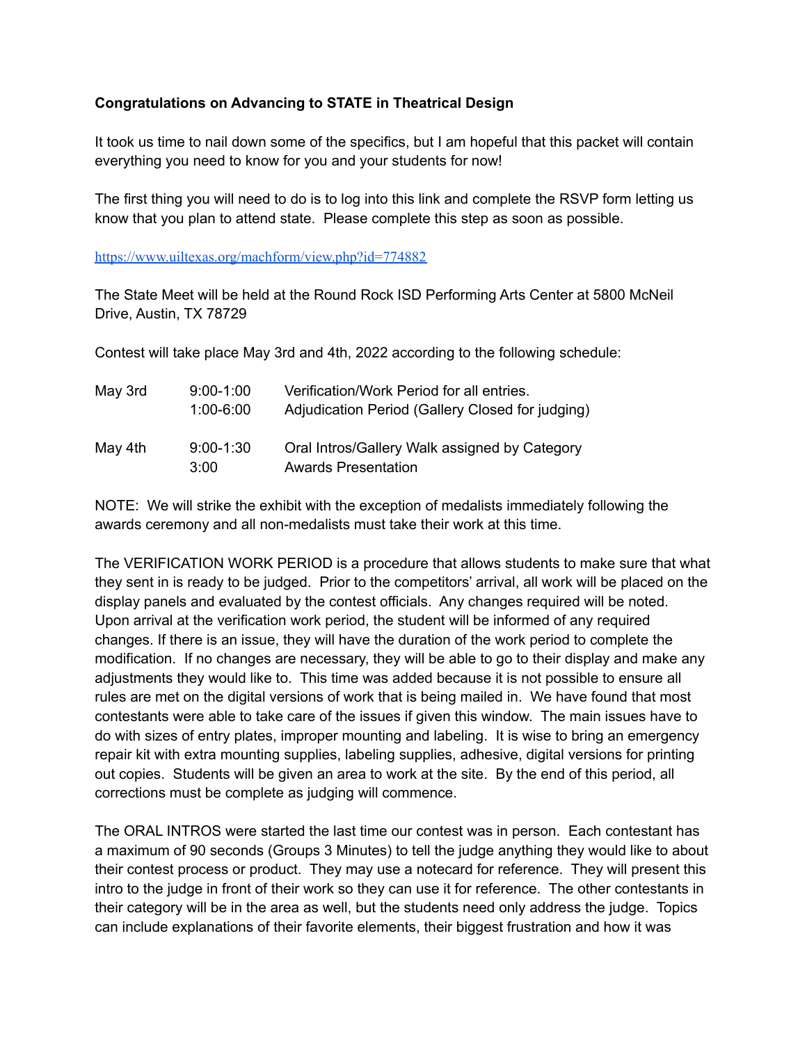**Congratulations on Advancing to STATE in Theatrical Design**

It took us time to nail down some of the specifics, but I am hopeful that this packet will contain everything you need to know for you and your students for now!

The first thing you will need to do is to log into this link and complete the RSVP form letting us know that you plan to attend state. Please complete this step as soon as possible.

https://www.uiltexas.org/machform/view.php?id=774882

The State Meet will be held at the Round Rock ISD Performing Arts Center at 5800 McNeil Drive, Austin, TX 78729

Contest will take place May 3rd and 4th, 2022 according to the following schedule:

| | | |
|---|---|---|
| May 3rd | 9:00-1:00 | Verification/Work Period for all entries. |
| | 1:00-6:00 | Adjudication Period (Gallery Closed for judging) |
| May 4th | 9:00-1:30 | Oral Intros/Gallery Walk assigned by Category |
| | 3:00 | Awards Presentation |

NOTE: We will strike the exhibit with the exception of medalists immediately following the awards ceremony and all non-medalists must take their work at this time.

The VERIFICATION WORK PERIOD is a procedure that allows students to make sure that what they sent in is ready to be judged. Prior to the competitors' arrival, all work will be placed on the display panels and evaluated by the contest officials. Any changes required will be noted. Upon arrival at the verification work period, the student will be informed of any required changes. If there is an issue, they will have the duration of the work period to complete the modification. If no changes are necessary, they will be able to go to their display and make any adjustments they would like to. This time was added because it is not possible to ensure all rules are met on the digital versions of work that is being mailed in. We have found that most contestants were able to take care of the issues if given this window. The main issues have to do with sizes of entry plates, improper mounting and labeling. It is wise to bring an emergency repair kit with extra mounting supplies, labeling supplies, adhesive, digital versions for printing out copies. Students will be given an area to work at the site. By the end of this period, all corrections must be complete as judging will commence.

The ORAL INTROS were started the last time our contest was in person. Each contestant has a maximum of 90 seconds (Groups 3 Minutes) to tell the judge anything they would like to about their contest process or product. They may use a notecard for reference. They will present this intro to the judge in front of their work so they can use it for reference. The other contestants in their category will be in the area as well, but the students need only address the judge. Topics can include explanations of their favorite elements, their biggest frustration and how it was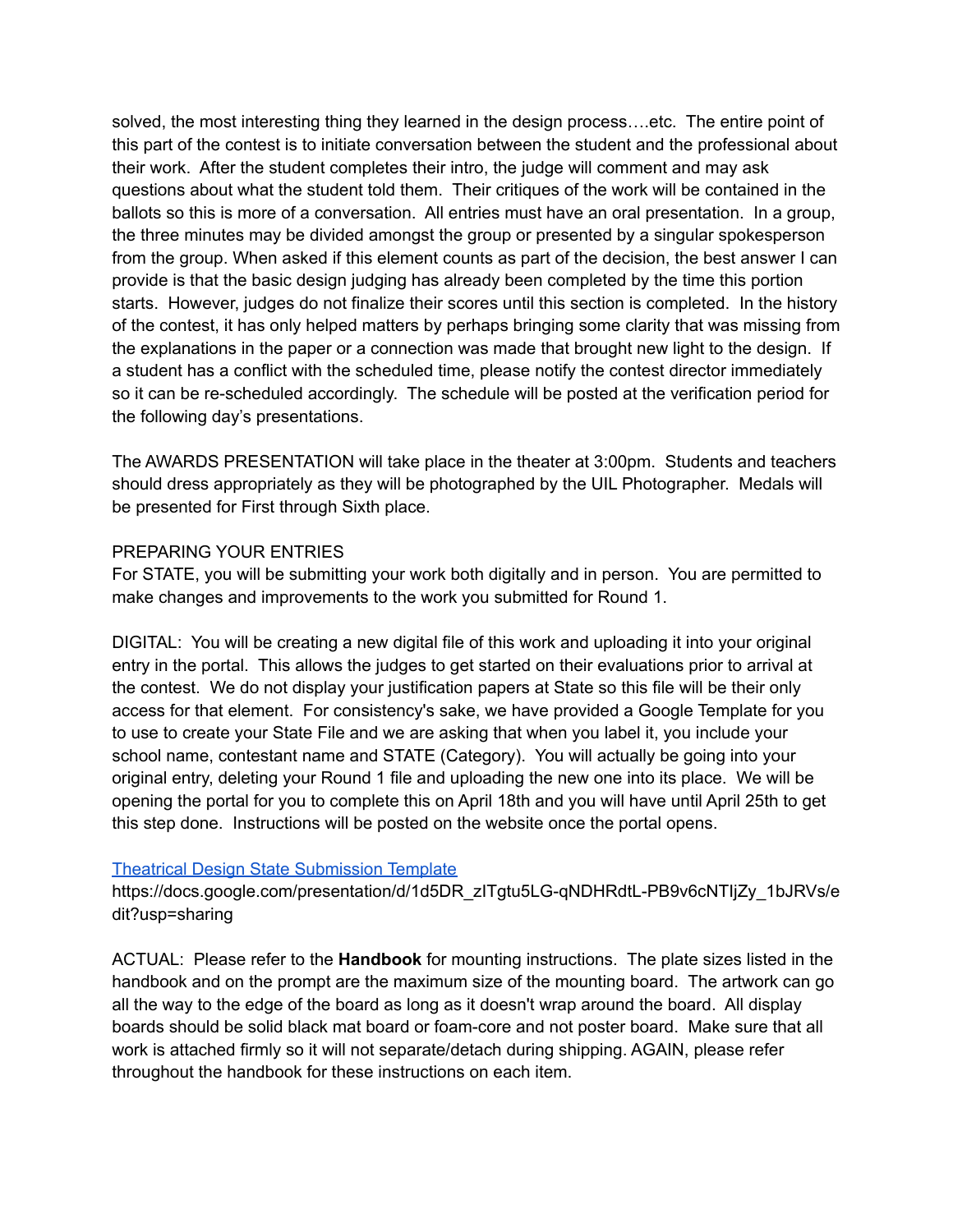solved, the most interesting thing they learned in the design process….etc. The entire point of this part of the contest is to initiate conversation between the student and the professional about their work. After the student completes their intro, the judge will comment and may ask questions about what the student told them. Their critiques of the work will be contained in the ballots so this is more of a conversation. All entries must have an oral presentation. In a group, the three minutes may be divided amongst the group or presented by a singular spokesperson from the group. When asked if this element counts as part of the decision, the best answer I can provide is that the basic design judging has already been completed by the time this portion starts. However, judges do not finalize their scores until this section is completed. In the history of the contest, it has only helped matters by perhaps bringing some clarity that was missing from the explanations in the paper or a connection was made that brought new light to the design. If a student has a conflict with the scheduled time, please notify the contest director immediately so it can be re-scheduled accordingly. The schedule will be posted at the verification period for the following day's presentations.

The AWARDS PRESENTATION will take place in the theater at 3:00pm. Students and teachers should dress appropriately as they will be photographed by the UIL Photographer. Medals will be presented for First through Sixth place.

PREPARING YOUR ENTRIES

For STATE, you will be submitting your work both digitally and in person. You are permitted to make changes and improvements to the work you submitted for Round 1.

DIGITAL: You will be creating a new digital file of this work and uploading it into your original entry in the portal. This allows the judges to get started on their evaluations prior to arrival at the contest. We do not display your justification papers at State so this file will be their only access for that element. For consistency's sake, we have provided a Google Template for you to use to create your State File and we are asking that when you label it, you include your school name, contestant name and STATE (Category). You will actually be going into your original entry, deleting your Round 1 file and uploading the new one into its place. We will be opening the portal for you to complete this on April 18th and you will have until April 25th to get this step done. Instructions will be posted on the website once the portal opens.

[Theatrical Design State Submission Template](https://docs.google.com/presentation/d/1d5DR_zITgtu5LG-qNDHRdtL-PB9v6cNTIjZy_1bJRVs/edit?usp=sharing)
https://docs.google.com/presentation/d/1d5DR_zITgtu5LG-qNDHRdtL-PB9v6cNTIjZy_1bJRVs/edit?usp=sharing

ACTUAL: Please refer to the **Handbook** for mounting instructions. The plate sizes listed in the handbook and on the prompt are the maximum size of the mounting board. The artwork can go all the way to the edge of the board as long as it doesn't wrap around the board. All display boards should be solid black mat board or foam-core and not poster board. Make sure that all work is attached firmly so it will not separate/detach during shipping. AGAIN, please refer throughout the handbook for these instructions on each item.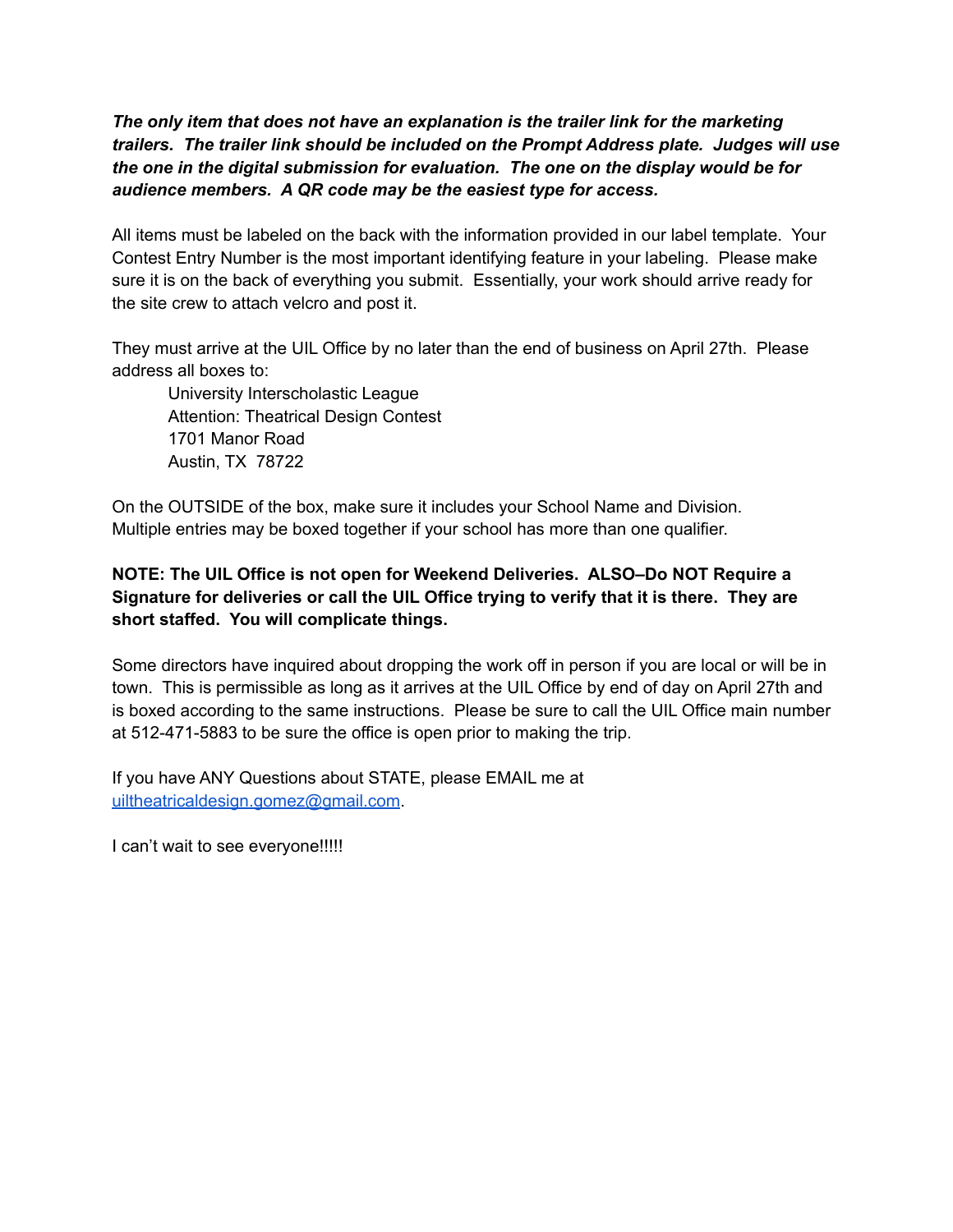***The only item that does not have an explanation is the trailer link for the marketing trailers. The trailer link should be included on the Prompt Address plate. Judges will use the one in the digital submission for evaluation. The one on the display would be for audience members. A QR code may be the easiest type for access.***

All items must be labeled on the back with the information provided in our label template. Your Contest Entry Number is the most important identifying feature in your labeling. Please make sure it is on the back of everything you submit. Essentially, your work should arrive ready for the site crew to attach velcro and post it.

They must arrive at the UIL Office by no later than the end of business on April 27th. Please address all boxes to:

> University Interscholastic League
> Attention: Theatrical Design Contest
> 1701 Manor Road
> Austin, TX 78722

On the OUTSIDE of the box, make sure it includes your School Name and Division.
Multiple entries may be boxed together if your school has more than one qualifier.

**NOTE: The UIL Office is not open for Weekend Deliveries. ALSO–Do NOT Require a Signature for deliveries or call the UIL Office trying to verify that it is there. They are short staffed. You will complicate things.**

Some directors have inquired about dropping the work off in person if you are local or will be in town. This is permissible as long as it arrives at the UIL Office by end of day on April 27th and is boxed according to the same instructions. Please be sure to call the UIL Office main number at 512-471-5883 to be sure the office is open prior to making the trip.

If you have ANY Questions about STATE, please EMAIL me at uiltheatricaldesign.gomez@gmail.com.

I can't wait to see everyone!!!!!